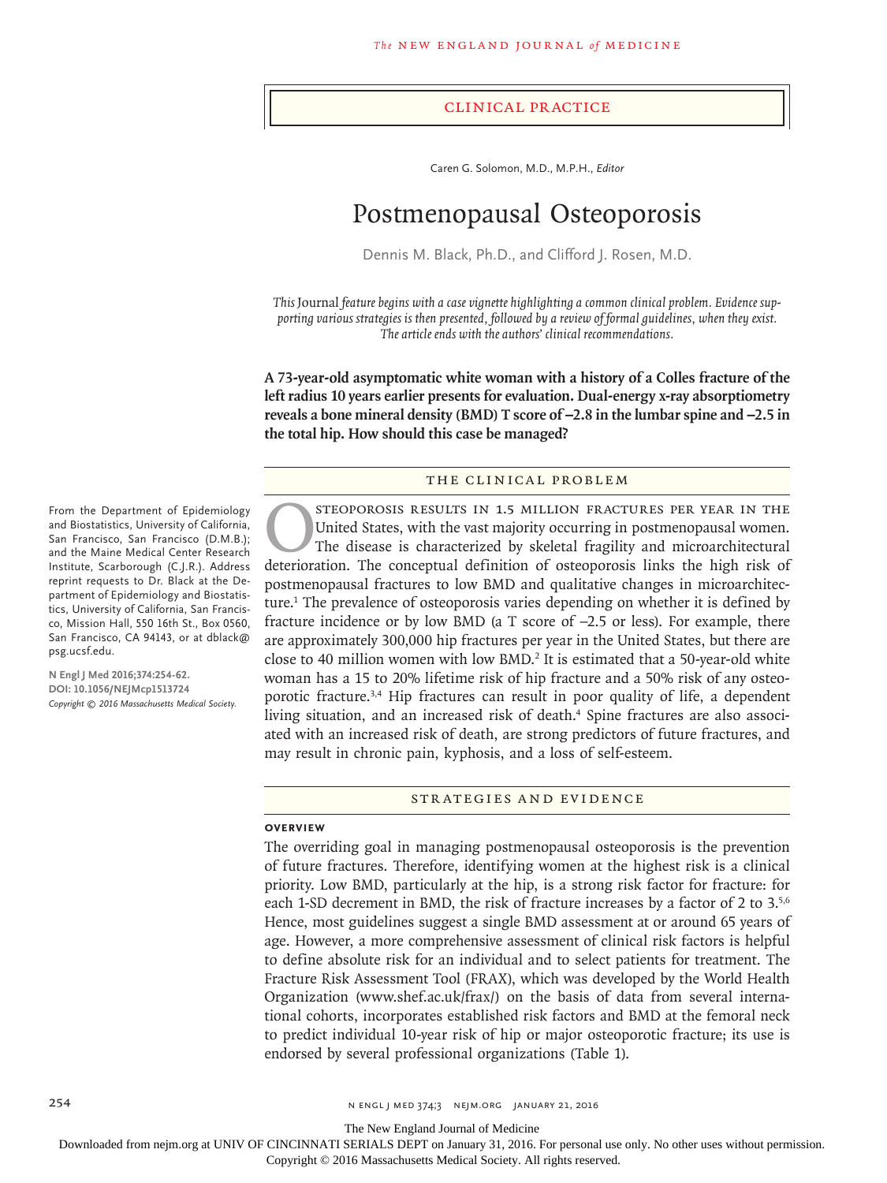## Clinical Practice

Caren G. Solomon, M.D., M.P.H., *Editor*

# Postmenopausal Osteoporosis

Dennis M. Black, Ph.D., and Clifford J. Rosen, M.D.

*This* Journal *feature begins with a case vignette highlighting a common clinical problem. Evidence supporting various strategies is then presented, followed by a review of formal guidelines, when they exist. The article ends with the authors' clinical recommendations.*

**A 73-year-old asymptomatic white woman with a history of a Colles fracture of the left radius 10 years earlier presents for evaluation. Dual-energy x-ray absorptiometry reveals a bone mineral density (BMD) T score of −2.8 in the lumbar spine and −2.5 in the total hip. How should this case be managed?**

From the Department of Epidemiology and Biostatistics, University of California, San Francisco, San Francisco (D.M.B.); and the Maine Medical Center Research Institute, Scarborough (C.J.R.). Address reprint requests to Dr. Black at the Department of Epidemiology and Biostatistics, University of California, San Francisco, Mission Hall, 550 16th St., Box 0560, San Francisco, CA 94143, or at dblack@psg.ucsf.edu.

**N Engl J Med 2016;374:254-62.**
**DOI: 10.1056/NEJMcp1513724**
*Copyright © 2016 Massachusetts Medical Society.*

## The Clinical Problem

Osteoporosis results in 1.5 million fractures per year in the United States, with the vast majority occurring in postmenopausal women. The disease is characterized by skeletal fragility and microarchitectural deterioration. The conceptual definition of osteoporosis links the high risk of postmenopausal fractures to low BMD and qualitative changes in microarchitecture.[1] The prevalence of osteoporosis varies depending on whether it is defined by fracture incidence or by low BMD (a T score of −2.5 or less). For example, there are approximately 300,000 hip fractures per year in the United States, but there are close to 40 million women with low BMD.[2] It is estimated that a 50-year-old white woman has a 15 to 20% lifetime risk of hip fracture and a 50% risk of any osteoporotic fracture.[3,4] Hip fractures can result in poor quality of life, a dependent living situation, and an increased risk of death.[4] Spine fractures are also associated with an increased risk of death, are strong predictors of future fractures, and may result in chronic pain, kyphosis, and a loss of self-esteem.

## Strategies and Evidence

### Overview

The overriding goal in managing postmenopausal osteoporosis is the prevention of future fractures. Therefore, identifying women at the highest risk is a clinical priority. Low BMD, particularly at the hip, is a strong risk factor for fracture: for each 1-SD decrement in BMD, the risk of fracture increases by a factor of 2 to 3.[5,6] Hence, most guidelines suggest a single BMD assessment at or around 65 years of age. However, a more comprehensive assessment of clinical risk factors is helpful to define absolute risk for an individual and to select patients for treatment. The Fracture Risk Assessment Tool (FRAX), which was developed by the World Health Organization (www.shef.ac.uk/frax/) on the basis of data from several international cohorts, incorporates established risk factors and BMD at the femoral neck to predict individual 10-year risk of hip or major osteoporotic fracture; its use is endorsed by several professional organizations (Table 1).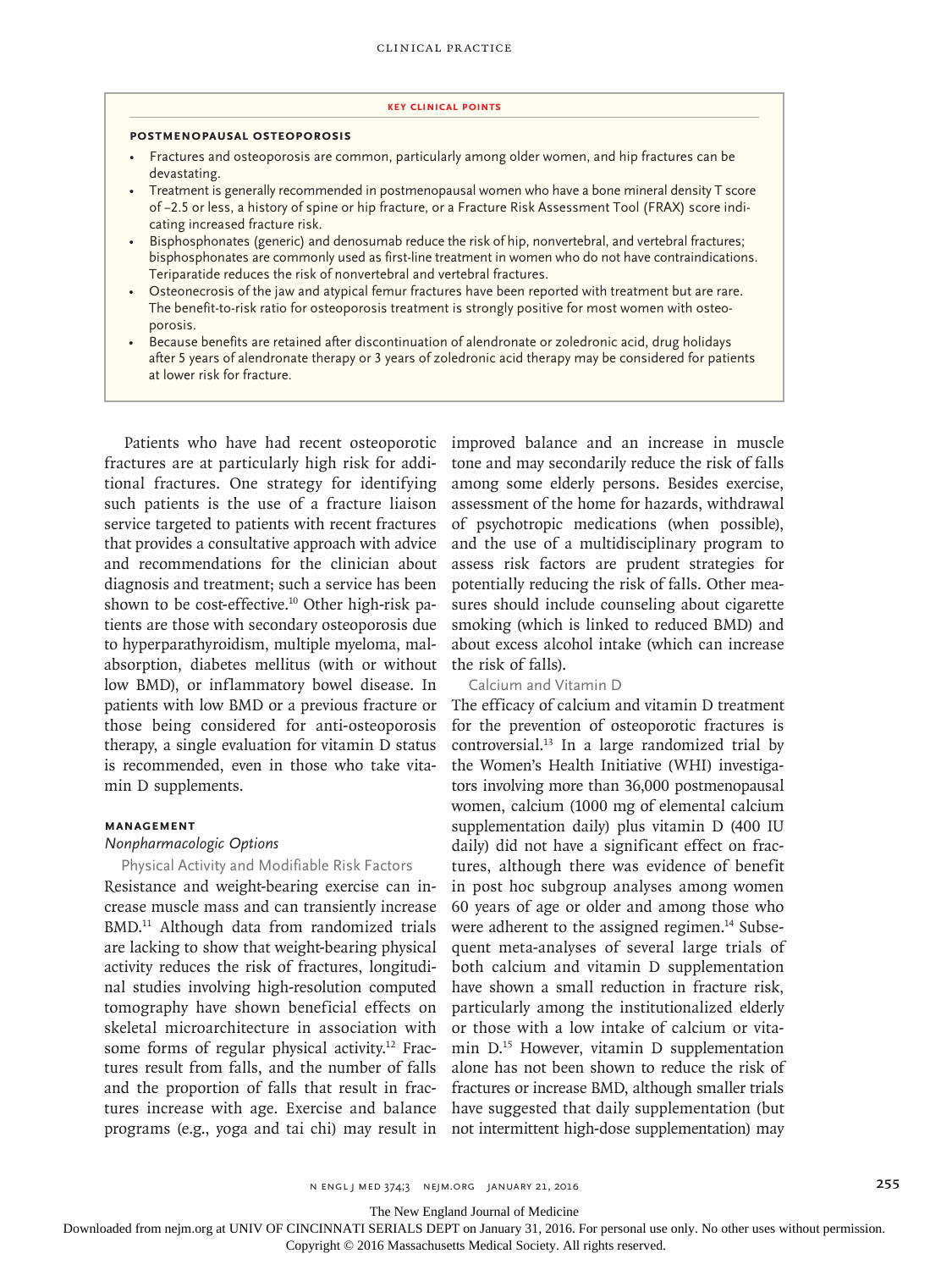**KEY CLINICAL POINTS**

**POSTMENOPAUSAL OSTEOPOROSIS**

- Fractures and osteoporosis are common, particularly among older women, and hip fractures can be devastating.
- Treatment is generally recommended in postmenopausal women who have a bone mineral density T score of −2.5 or less, a history of spine or hip fracture, or a Fracture Risk Assessment Tool (FRAX) score indicating increased fracture risk.
- Bisphosphonates (generic) and denosumab reduce the risk of hip, nonvertebral, and vertebral fractures; bisphosphonates are commonly used as first-line treatment in women who do not have contraindications. Teriparatide reduces the risk of nonvertebral and vertebral fractures.
- Osteonecrosis of the jaw and atypical femur fractures have been reported with treatment but are rare. The benefit-to-risk ratio for osteoporosis treatment is strongly positive for most women with osteoporosis.
- Because benefits are retained after discontinuation of alendronate or zoledronic acid, drug holidays after 5 years of alendronate therapy or 3 years of zoledronic acid therapy may be considered for patients at lower risk for fracture.

Patients who have had recent osteoporotic fractures are at particularly high risk for additional fractures. One strategy for identifying such patients is the use of a fracture liaison service targeted to patients with recent fractures that provides a consultative approach with advice and recommendations for the clinician about diagnosis and treatment; such a service has been shown to be cost-effective.[10] Other high-risk patients are those with secondary osteoporosis due to hyperparathyroidism, multiple myeloma, malabsorption, diabetes mellitus (with or without low BMD), or inflammatory bowel disease. In patients with low BMD or a previous fracture or those being considered for anti-osteoporosis therapy, a single evaluation for vitamin D status is recommended, even in those who take vitamin D supplements.

## MANAGEMENT

### *Nonpharmacologic Options*

#### Physical Activity and Modifiable Risk Factors

Resistance and weight-bearing exercise can increase muscle mass and can transiently increase BMD.[11] Although data from randomized trials are lacking to show that weight-bearing physical activity reduces the risk of fractures, longitudinal studies involving high-resolution computed tomography have shown beneficial effects on skeletal microarchitecture in association with some forms of regular physical activity.[12] Fractures result from falls, and the number of falls and the proportion of falls that result in fractures increase with age. Exercise and balance programs (e.g., yoga and tai chi) may result in improved balance and an increase in muscle tone and may secondarily reduce the risk of falls among some elderly persons. Besides exercise, assessment of the home for hazards, withdrawal of psychotropic medications (when possible), and the use of a multidisciplinary program to assess risk factors are prudent strategies for potentially reducing the risk of falls. Other measures should include counseling about cigarette smoking (which is linked to reduced BMD) and about excess alcohol intake (which can increase the risk of falls).

#### Calcium and Vitamin D

The efficacy of calcium and vitamin D treatment for the prevention of osteoporotic fractures is controversial.[13] In a large randomized trial by the Women's Health Initiative (WHI) investigators involving more than 36,000 postmenopausal women, calcium (1000 mg of elemental calcium supplementation daily) plus vitamin D (400 IU daily) did not have a significant effect on fractures, although there was evidence of benefit in post hoc subgroup analyses among women 60 years of age or older and among those who were adherent to the assigned regimen.[14] Subsequent meta-analyses of several large trials of both calcium and vitamin D supplementation have shown a small reduction in fracture risk, particularly among the institutionalized elderly or those with a low intake of calcium or vitamin D.[15] However, vitamin D supplementation alone has not been shown to reduce the risk of fractures or increase BMD, although smaller trials have suggested that daily supplementation (but not intermittent high-dose supplementation) may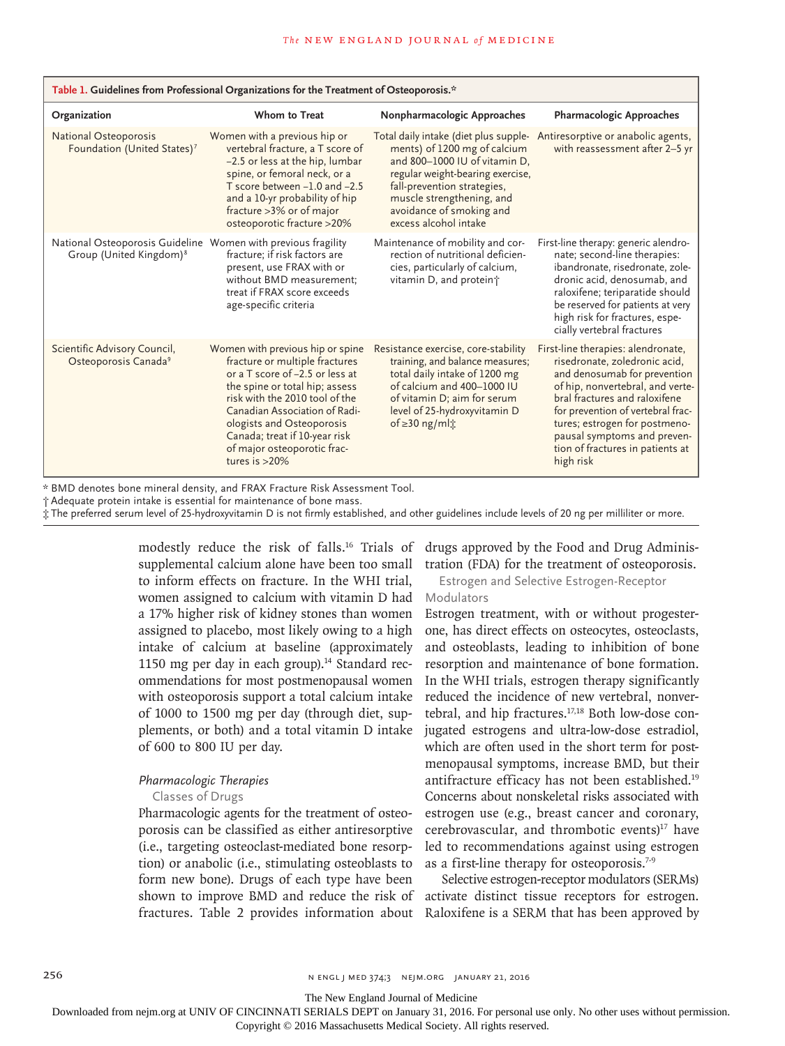**Table 1. Guidelines from Professional Organizations for the Treatment of Osteoporosis.***

| Organization | Whom to Treat | Nonpharmacologic Approaches | Pharmacologic Approaches |
|---|---|---|---|
| National Osteoporosis Foundation (United States)[7] | Women with a previous hip or vertebral fracture, a T score of −2.5 or less at the hip, lumbar spine, or femoral neck, or a T score between −1.0 and −2.5 and a 10-yr probability of hip fracture >3% or of major osteoporotic fracture >20% | Total daily intake (diet plus supplements) of 1200 mg of calcium and 800–1000 IU of vitamin D, regular weight-bearing exercise, fall-prevention strategies, muscle strengthening, and avoidance of smoking and excess alcohol intake | Antiresorptive or anabolic agents, with reassessment after 2–5 yr |
| National Osteoporosis Guideline Group (United Kingdom)[8] | Women with previous fragility fracture; if risk factors are present, use FRAX with or without BMD measurement; treat if FRAX score exceeds age-specific criteria | Maintenance of mobility and correction of nutritional deficiencies, particularly of calcium, vitamin D, and protein† | First-line therapy: generic alendronate; second-line therapies: ibandronate, risedronate, zoledronic acid, denosumab, and raloxifene; teriparatide should be reserved for patients at very high risk for fractures, especially vertebral fractures |
| Scientific Advisory Council, Osteoporosis Canada[9] | Women with previous hip or spine fracture or multiple fractures or a T score of −2.5 or less at the spine or total hip; assess risk with the 2010 tool of the Canadian Association of Radiologists and Osteoporosis Canada; treat if 10-year risk of major osteoporotic fractures is >20% | Resistance exercise, core-stability training, and balance measures; total daily intake of 1200 mg of calcium and 400–1000 IU of vitamin D; aim for serum level of 25-hydroxyvitamin D of ≥30 ng/ml‡ | First-line therapies: alendronate, risedronate, zoledronic acid, and denosumab for prevention of hip, nonvertebral, and vertebral fractures and raloxifene for prevention of vertebral fractures; estrogen for postmenopausal symptoms and prevention of fractures in patients at high risk |

\* BMD denotes bone mineral density, and FRAX Fracture Risk Assessment Tool.

† Adequate protein intake is essential for maintenance of bone mass.

‡ The preferred serum level of 25-hydroxyvitamin D is not firmly established, and other guidelines include levels of 20 ng per milliliter or more.

modestly reduce the risk of falls.[16] Trials of supplemental calcium alone have been too small to inform effects on fracture. In the WHI trial, women assigned to calcium with vitamin D had a 17% higher risk of kidney stones than women assigned to placebo, most likely owing to a high intake of calcium at baseline (approximately 1150 mg per day in each group).[14] Standard recommendations for most postmenopausal women with osteoporosis support a total calcium intake of 1000 to 1500 mg per day (through diet, supplements, or both) and a total vitamin D intake of 600 to 800 IU per day.

### *Pharmacologic Therapies*

#### Classes of Drugs

Pharmacologic agents for the treatment of osteoporosis can be classified as either antiresorptive (i.e., targeting osteoclast-mediated bone resorption) or anabolic (i.e., stimulating osteoblasts to form new bone). Drugs of each type have been shown to improve BMD and reduce the risk of fractures. Table 2 provides information about drugs approved by the Food and Drug Administration (FDA) for the treatment of osteoporosis.

#### Estrogen and Selective Estrogen-Receptor Modulators

Estrogen treatment, with or without progesterone, has direct effects on osteocytes, osteoclasts, and osteoblasts, leading to inhibition of bone resorption and maintenance of bone formation. In the WHI trials, estrogen therapy significantly reduced the incidence of new vertebral, nonvertebral, and hip fractures.[17,18] Both low-dose conjugated estrogens and ultra-low-dose estradiol, which are often used in the short term for postmenopausal symptoms, increase BMD, but their antifracture efficacy has not been established.[19] Concerns about nonskeletal risks associated with estrogen use (e.g., breast cancer and coronary, cerebrovascular, and thrombotic events)[17] have led to recommendations against using estrogen as a first-line therapy for osteoporosis.[7-9]

Selective estrogen-receptor modulators (SERMs) activate distinct tissue receptors for estrogen. Raloxifene is a SERM that has been approved by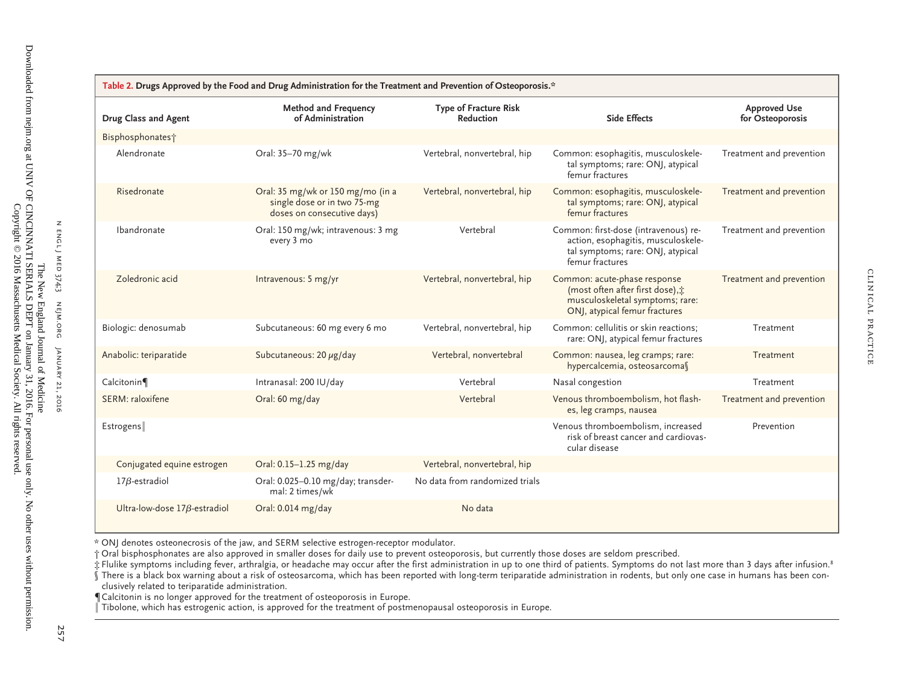**Table 2. Drugs Approved by the Food and Drug Administration for the Treatment and Prevention of Osteoporosis.***

| Drug Class and Agent | Method and Frequency of Administration | Type of Fracture Risk Reduction | Side Effects | Approved Use for Osteoporosis |
|---|---|---|---|---|
| Bisphosphonates† | | | | |
| Alendronate | Oral: 35–70 mg/wk | Vertebral, nonvertebral, hip | Common: esophagitis, musculoskeletal symptoms; rare: ONJ, atypical femur fractures | Treatment and prevention |
| Risedronate | Oral: 35 mg/wk or 150 mg/mo (in a single dose or in two 75-mg doses on consecutive days) | Vertebral, nonvertebral, hip | Common: esophagitis, musculoskeletal symptoms; rare: ONJ, atypical femur fractures | Treatment and prevention |
| Ibandronate | Oral: 150 mg/wk; intravenous: 3 mg every 3 mo | Vertebral | Common: first-dose (intravenous) reaction, esophagitis, musculoskeletal symptoms; rare: ONJ, atypical femur fractures | Treatment and prevention |
| Zoledronic acid | Intravenous: 5 mg/yr | Vertebral, nonvertebral, hip | Common: acute-phase response (most often after first dose),‡ musculoskeletal symptoms; rare: ONJ, atypical femur fractures | Treatment and prevention |
| Biologic: denosumab | Subcutaneous: 60 mg every 6 mo | Vertebral, nonvertebral, hip | Common: cellulitis or skin reactions; rare: ONJ, atypical femur fractures | Treatment |
| Anabolic: teriparatide | Subcutaneous: 20 μg/day | Vertebral, nonvertebral | Common: nausea, leg cramps; rare: hypercalcemia, osteosarcoma§ | Treatment |
| Calcitonin¶ | Intranasal: 200 IU/day | Vertebral | Nasal congestion | Treatment |
| SERM: raloxifene | Oral: 60 mg/day | Vertebral | Venous thromboembolism, hot flashes, leg cramps, nausea | Treatment and prevention |
| Estrogens‖ | | | Venous thromboembolism, increased risk of breast cancer and cardiovascular disease | Prevention |
| Conjugated equine estrogen | Oral: 0.15–1.25 mg/day | Vertebral, nonvertebral, hip | | |
| 17β-estradiol | Oral: 0.025–0.10 mg/day; transdermal: 2 times/wk | No data from randomized trials | | |
| Ultra-low-dose 17β-estradiol | Oral: 0.014 mg/day | No data | | |

\* ONJ denotes osteonecrosis of the jaw, and SERM selective estrogen-receptor modulator.

† Oral bisphosphonates are also approved in smaller doses for daily use to prevent osteoporosis, but currently those doses are seldom prescribed.

‡ Flulike symptoms including fever, arthralgia, or headache may occur after the first administration in up to one third of patients. Symptoms do not last more than 3 days after infusion.[8]

§ There is a black box warning about a risk of osteosarcoma, which has been reported with long-term teriparatide administration in rodents, but only one case in humans has been conclusively related to teriparatide administration.

¶ Calcitonin is no longer approved for the treatment of osteoporosis in Europe.

‖ Tibolone, which has estrogenic action, is approved for the treatment of postmenopausal osteoporosis in Europe.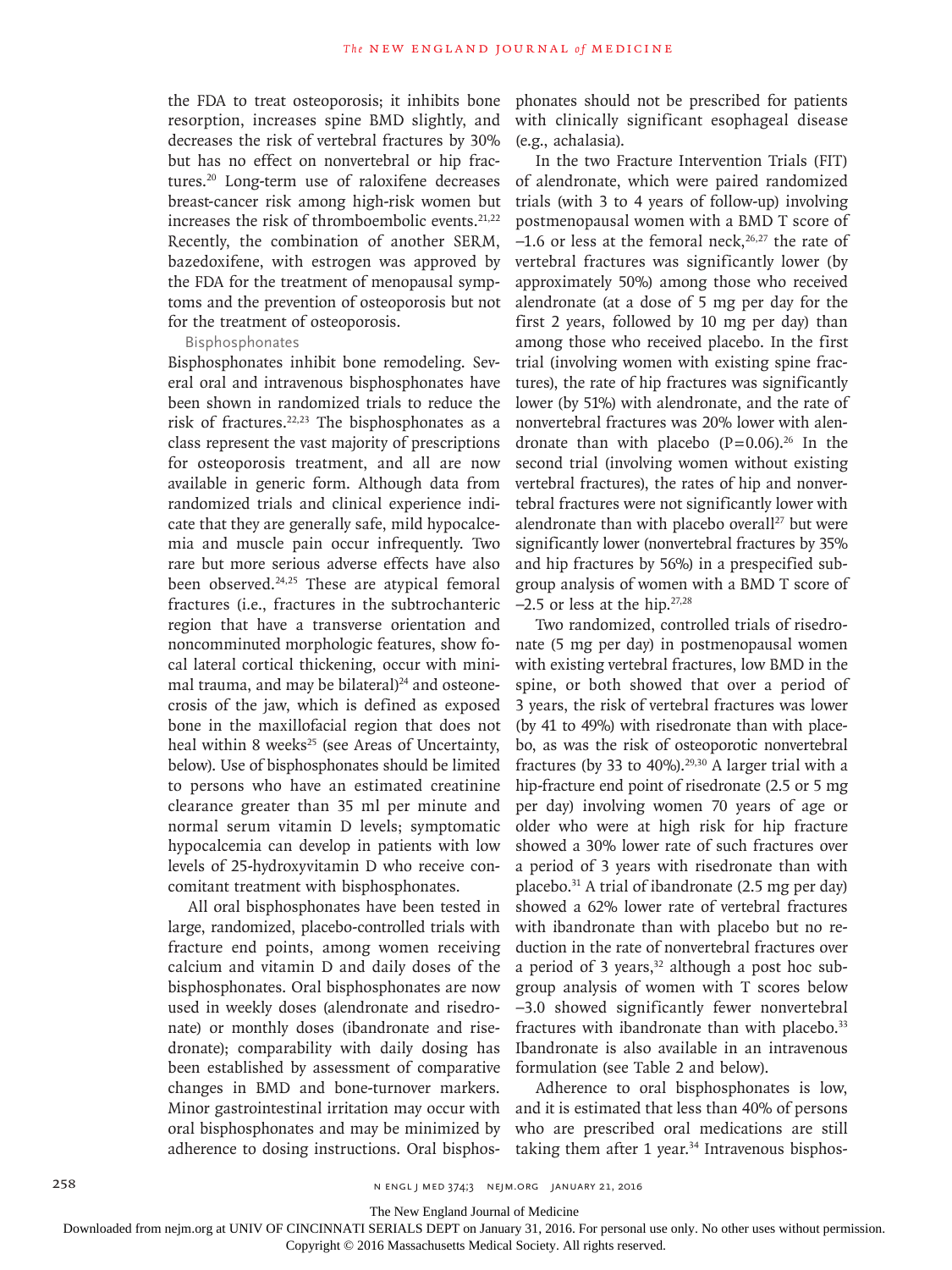the FDA to treat osteoporosis; it inhibits bone resorption, increases spine BMD slightly, and decreases the risk of vertebral fractures by 30% but has no effect on nonvertebral or hip fractures.[20] Long-term use of raloxifene decreases breast-cancer risk among high-risk women but increases the risk of thromboembolic events.[21,22] Recently, the combination of another SERM, bazedoxifene, with estrogen was approved by the FDA for the treatment of menopausal symptoms and the prevention of osteoporosis but not for the treatment of osteoporosis.

### Bisphosphonates

Bisphosphonates inhibit bone remodeling. Several oral and intravenous bisphosphonates have been shown in randomized trials to reduce the risk of fractures.[22,23] The bisphosphonates as a class represent the vast majority of prescriptions for osteoporosis treatment, and all are now available in generic form. Although data from randomized trials and clinical experience indicate that they are generally safe, mild hypocalcemia and muscle pain occur infrequently. Two rare but more serious adverse effects have also been observed.[24,25] These are atypical femoral fractures (i.e., fractures in the subtrochanteric region that have a transverse orientation and noncomminuted morphologic features, show focal lateral cortical thickening, occur with minimal trauma, and may be bilateral)[24] and osteonecrosis of the jaw, which is defined as exposed bone in the maxillofacial region that does not heal within 8 weeks[25] (see Areas of Uncertainty, below). Use of bisphosphonates should be limited to persons who have an estimated creatinine clearance greater than 35 ml per minute and normal serum vitamin D levels; symptomatic hypocalcemia can develop in patients with low levels of 25-hydroxyvitamin D who receive concomitant treatment with bisphosphonates.

All oral bisphosphonates have been tested in large, randomized, placebo-controlled trials with fracture end points, among women receiving calcium and vitamin D and daily doses of the bisphosphonates. Oral bisphosphonates are now used in weekly doses (alendronate and risedronate) or monthly doses (ibandronate and risedronate); comparability with daily dosing has been established by assessment of comparative changes in BMD and bone-turnover markers. Minor gastrointestinal irritation may occur with oral bisphosphonates and may be minimized by adherence to dosing instructions. Oral bisphosphonates should not be prescribed for patients with clinically significant esophageal disease (e.g., achalasia).

In the two Fracture Intervention Trials (FIT) of alendronate, which were paired randomized trials (with 3 to 4 years of follow-up) involving postmenopausal women with a BMD T score of −1.6 or less at the femoral neck,[26,27] the rate of vertebral fractures was significantly lower (by approximately 50%) among those who received alendronate (at a dose of 5 mg per day for the first 2 years, followed by 10 mg per day) than among those who received placebo. In the first trial (involving women with existing spine fractures), the rate of hip fractures was significantly lower (by 51%) with alendronate, and the rate of nonvertebral fractures was 20% lower with alendronate than with placebo ($P=0.06$).[26] In the second trial (involving women without existing vertebral fractures), the rates of hip and nonvertebral fractures were not significantly lower with alendronate than with placebo overall[27] but were significantly lower (nonvertebral fractures by 35% and hip fractures by 56%) in a prespecified subgroup analysis of women with a BMD T score of −2.5 or less at the hip.[27,28]

Two randomized, controlled trials of risedronate (5 mg per day) in postmenopausal women with existing vertebral fractures, low BMD in the spine, or both showed that over a period of 3 years, the risk of vertebral fractures was lower (by 41 to 49%) with risedronate than with placebo, as was the risk of osteoporotic nonvertebral fractures (by 33 to 40%).[29,30] A larger trial with a hip-fracture end point of risedronate (2.5 or 5 mg per day) involving women 70 years of age or older who were at high risk for hip fracture showed a 30% lower rate of such fractures over a period of 3 years with risedronate than with placebo.[31] A trial of ibandronate (2.5 mg per day) showed a 62% lower rate of vertebral fractures with ibandronate than with placebo but no reduction in the rate of nonvertebral fractures over a period of 3 years,[32] although a post hoc subgroup analysis of women with T scores below −3.0 showed significantly fewer nonvertebral fractures with ibandronate than with placebo.[33] Ibandronate is also available in an intravenous formulation (see Table 2 and below).

Adherence to oral bisphosphonates is low, and it is estimated that less than 40% of persons who are prescribed oral medications are still taking them after 1 year.[34] Intravenous bisphos-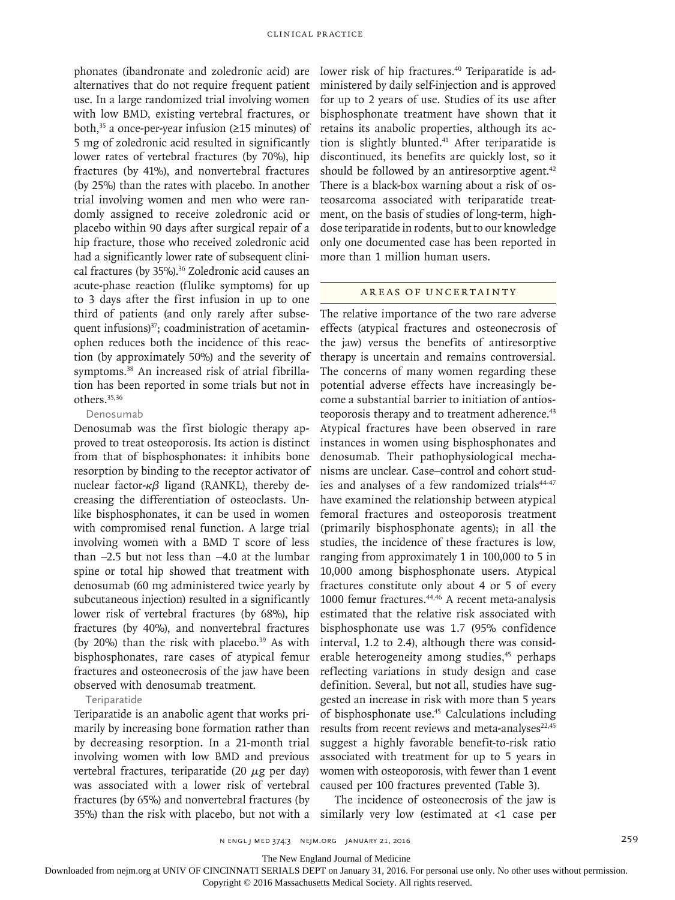phonates (ibandronate and zoledronic acid) are alternatives that do not require frequent patient use. In a large randomized trial involving women with low BMD, existing vertebral fractures, or both,[35] a once-per-year infusion (≥15 minutes) of 5 mg of zoledronic acid resulted in significantly lower rates of vertebral fractures (by 70%), hip fractures (by 41%), and nonvertebral fractures (by 25%) than the rates with placebo. In another trial involving women and men who were randomly assigned to receive zoledronic acid or placebo within 90 days after surgical repair of a hip fracture, those who received zoledronic acid had a significantly lower rate of subsequent clinical fractures (by 35%).[36] Zoledronic acid causes an acute-phase reaction (flulike symptoms) for up to 3 days after the first infusion in up to one third of patients (and only rarely after subsequent infusions)[37]; coadministration of acetaminophen reduces both the incidence of this reaction (by approximately 50%) and the severity of symptoms.[38] An increased risk of atrial fibrillation has been reported in some trials but not in others.[35,36]

#### Denosumab

Denosumab was the first biologic therapy approved to treat osteoporosis. Its action is distinct from that of bisphosphonates: it inhibits bone resorption by binding to the receptor activator of nuclear factor-$\kappa\beta$ ligand (RANKL), thereby decreasing the differentiation of osteoclasts. Unlike bisphosphonates, it can be used in women with compromised renal function. A large trial involving women with a BMD T score of less than −2.5 but not less than −4.0 at the lumbar spine or total hip showed that treatment with denosumab (60 mg administered twice yearly by subcutaneous injection) resulted in a significantly lower risk of vertebral fractures (by 68%), hip fractures (by 40%), and nonvertebral fractures (by 20%) than the risk with placebo.[39] As with bisphosphonates, rare cases of atypical femur fractures and osteonecrosis of the jaw have been observed with denosumab treatment.

#### Teriparatide

Teriparatide is an anabolic agent that works primarily by increasing bone formation rather than by decreasing resorption. In a 21-month trial involving women with low BMD and previous vertebral fractures, teriparatide (20 $\mu$g per day) was associated with a lower risk of vertebral fractures (by 65%) and nonvertebral fractures (by 35%) than the risk with placebo, but not with a lower risk of hip fractures.[40] Teriparatide is administered by daily self-injection and is approved for up to 2 years of use. Studies of its use after bisphosphonate treatment have shown that it retains its anabolic properties, although its action is slightly blunted.[41] After teriparatide is discontinued, its benefits are quickly lost, so it should be followed by an antiresorptive agent.[42] There is a black-box warning about a risk of osteosarcoma associated with teriparatide treatment, on the basis of studies of long-term, high-dose teriparatide in rodents, but to our knowledge only one documented case has been reported in more than 1 million human users.

## AREAS OF UNCERTAINTY

The relative importance of the two rare adverse effects (atypical fractures and osteonecrosis of the jaw) versus the benefits of antiresorptive therapy is uncertain and remains controversial. The concerns of many women regarding these potential adverse effects have increasingly become a substantial barrier to initiation of antiosteoporosis therapy and to treatment adherence.[43] Atypical fractures have been observed in rare instances in women using bisphosphonates and denosumab. Their pathophysiological mechanisms are unclear. Case–control and cohort studies and analyses of a few randomized trials[44-47] have examined the relationship between atypical femoral fractures and osteoporosis treatment (primarily bisphosphonate agents); in all the studies, the incidence of these fractures is low, ranging from approximately 1 in 100,000 to 5 in 10,000 among bisphosphonate users. Atypical fractures constitute only about 4 or 5 of every 1000 femur fractures.[44,46] A recent meta-analysis estimated that the relative risk associated with bisphosphonate use was 1.7 (95% confidence interval, 1.2 to 2.4), although there was considerable heterogeneity among studies,[45] perhaps reflecting variations in study design and case definition. Several, but not all, studies have suggested an increase in risk with more than 5 years of bisphosphonate use.[45] Calculations including results from recent reviews and meta-analyses[22,45] suggest a highly favorable benefit-to-risk ratio associated with treatment for up to 5 years in women with osteoporosis, with fewer than 1 event caused per 100 fractures prevented (Table 3).

The incidence of osteonecrosis of the jaw is similarly very low (estimated at <1 case per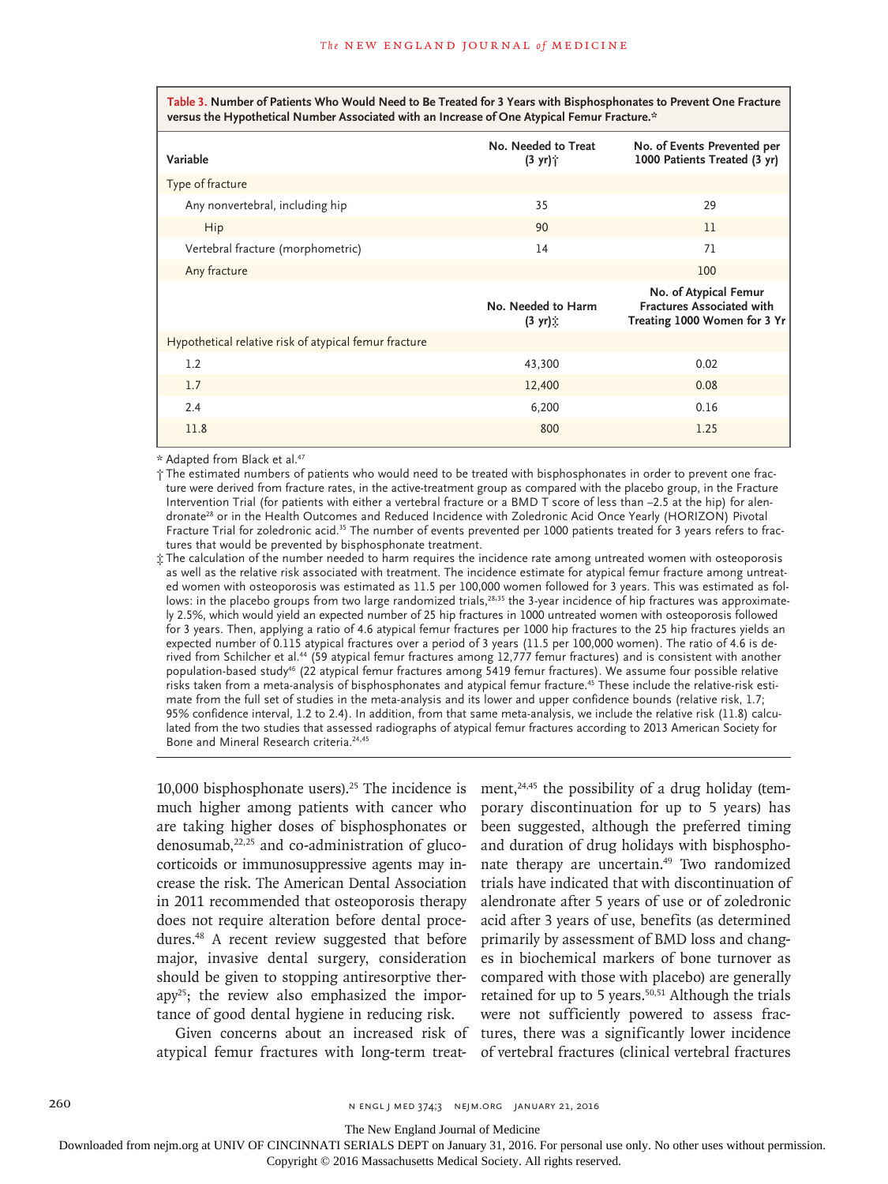**Table 3. Number of Patients Who Would Need to Be Treated for 3 Years with Bisphosphonates to Prevent One Fracture versus the Hypothetical Number Associated with an Increase of One Atypical Femur Fracture.***

| Variable | No. Needed to Treat (3 yr)† | No. of Events Prevented per 1000 Patients Treated (3 yr) |
|---|---|---|
| Type of fracture | | |
| Any nonvertebral, including hip | 35 | 29 |
| Hip | 90 | 11 |
| Vertebral fracture (morphometric) | 14 | 71 |
| Any fracture | | 100 |
| | **No. Needed to Harm (3 yr)‡** | **No. of Atypical Femur Fractures Associated with Treating 1000 Women for 3 Yr** |
| Hypothetical relative risk of atypical femur fracture | | |
| 1.2 | 43,300 | 0.02 |
| 1.7 | 12,400 | 0.08 |
| 2.4 | 6,200 | 0.16 |
| 11.8 | 800 | 1.25 |

\* Adapted from Black et al.[47]

† The estimated numbers of patients who would need to be treated with bisphosphonates in order to prevent one fracture were derived from fracture rates, in the active-treatment group as compared with the placebo group, in the Fracture Intervention Trial (for patients with either a vertebral fracture or a BMD T score of less than −2.5 at the hip) for alendronate[28] or in the Health Outcomes and Reduced Incidence with Zoledronic Acid Once Yearly (HORIZON) Pivotal Fracture Trial for zoledronic acid.[35] The number of events prevented per 1000 patients treated for 3 years refers to fractures that would be prevented by bisphosphonate treatment.

‡ The calculation of the number needed to harm requires the incidence rate among untreated women with osteoporosis as well as the relative risk associated with treatment. The incidence estimate for atypical femur fracture among untreated women with osteoporosis was estimated as 11.5 per 100,000 women followed for 3 years. This was estimated as follows: in the placebo groups from two large randomized trials,[28,35] the 3-year incidence of hip fractures was approximately 2.5%, which would yield an expected number of 25 hip fractures in 1000 untreated women with osteoporosis followed for 3 years. Then, applying a ratio of 4.6 atypical femur fractures per 1000 hip fractures to the 25 hip fractures yields an expected number of 0.115 atypical fractures over a period of 3 years (11.5 per 100,000 women). The ratio of 4.6 is derived from Schilcher et al.[44] (59 atypical femur fractures among 12,777 femur fractures) and is consistent with another population-based study[46] (22 atypical femur fractures among 5419 femur fractures). We assume four possible relative risks taken from a meta-analysis of bisphosphonates and atypical femur fracture.[45] These include the relative-risk estimate from the full set of studies in the meta-analysis and its lower and upper confidence bounds (relative risk, 1.7; 95% confidence interval, 1.2 to 2.4). In addition, from that same meta-analysis, we include the relative risk (11.8) calculated from the two studies that assessed radiographs of atypical femur fractures according to 2013 American Society for Bone and Mineral Research criteria.[24,45]

10,000 bisphosphonate users).[25] The incidence is much higher among patients with cancer who are taking higher doses of bisphosphonates or denosumab,[22,25] and co-administration of glucocorticoids or immunosuppressive agents may increase the risk. The American Dental Association in 2011 recommended that osteoporosis therapy does not require alteration before dental procedures.[48] A recent review suggested that before major, invasive dental surgery, consideration should be given to stopping antiresorptive therapy[25]; the review also emphasized the importance of good dental hygiene in reducing risk.

Given concerns about an increased risk of atypical femur fractures with long-term treatment,[24,45] the possibility of a drug holiday (temporary discontinuation for up to 5 years) has been suggested, although the preferred timing and duration of drug holidays with bisphosphonate therapy are uncertain.[49] Two randomized trials have indicated that with discontinuation of alendronate after 5 years of use or of zoledronic acid after 3 years of use, benefits (as determined primarily by assessment of BMD loss and changes in biochemical markers of bone turnover as compared with those with placebo) are generally retained for up to 5 years.[50,51] Although the trials were not sufficiently powered to assess fractures, there was a significantly lower incidence of vertebral fractures (clinical vertebral fractures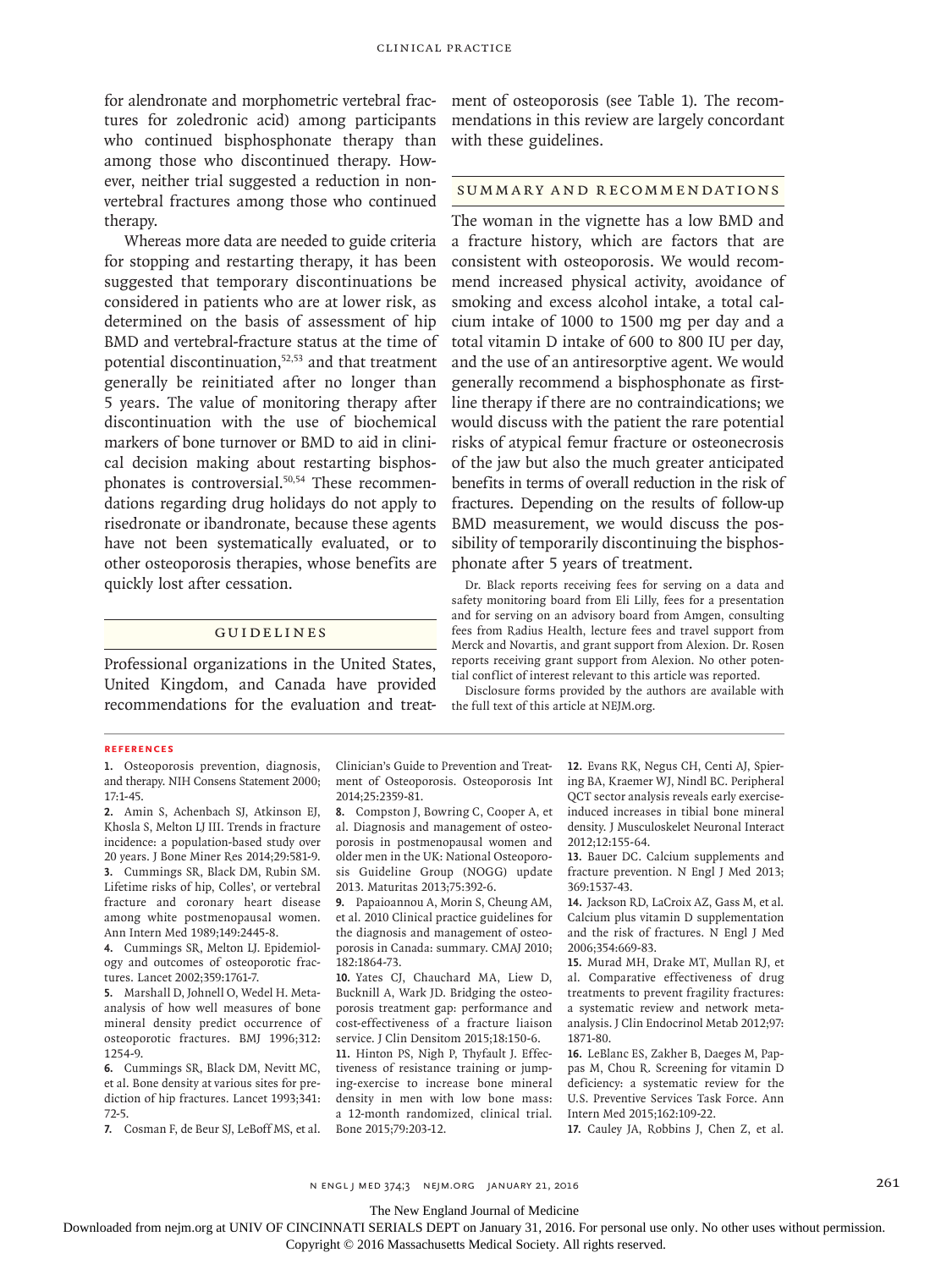for alendronate and morphometric vertebral fractures for zoledronic acid) among participants who continued bisphosphonate therapy than among those who discontinued therapy. However, neither trial suggested a reduction in nonvertebral fractures among those who continued therapy.

Whereas more data are needed to guide criteria for stopping and restarting therapy, it has been suggested that temporary discontinuations be considered in patients who are at lower risk, as determined on the basis of assessment of hip BMD and vertebral-fracture status at the time of potential discontinuation,[52,53] and that treatment generally be reinitiated after no longer than 5 years. The value of monitoring therapy after discontinuation with the use of biochemical markers of bone turnover or BMD to aid in clinical decision making about restarting bisphosphonates is controversial.[50,54] These recommendations regarding drug holidays do not apply to risedronate or ibandronate, because these agents have not been systematically evaluated, or to other osteoporosis therapies, whose benefits are quickly lost after cessation.

## Guidelines

Professional organizations in the United States, United Kingdom, and Canada have provided recommendations for the evaluation and treatment of osteoporosis (see Table 1). The recommendations in this review are largely concordant with these guidelines.

## Summary and Recommendations

The woman in the vignette has a low BMD and a fracture history, which are factors that are consistent with osteoporosis. We would recommend increased physical activity, avoidance of smoking and excess alcohol intake, a total calcium intake of 1000 to 1500 mg per day and a total vitamin D intake of 600 to 800 IU per day, and the use of an antiresorptive agent. We would generally recommend a bisphosphonate as first-line therapy if there are no contraindications; we would discuss with the patient the rare potential risks of atypical femur fracture or osteonecrosis of the jaw but also the much greater anticipated benefits in terms of overall reduction in the risk of fractures. Depending on the results of follow-up BMD measurement, we would discuss the possibility of temporarily discontinuing the bisphosphonate after 5 years of treatment.

Dr. Black reports receiving fees for serving on a data and safety monitoring board from Eli Lilly, fees for a presentation and for serving on an advisory board from Amgen, consulting fees from Radius Health, lecture fees and travel support from Merck and Novartis, and grant support from Alexion. Dr. Rosen reports receiving grant support from Alexion. No other potential conflict of interest relevant to this article was reported.

Disclosure forms provided by the authors are available with the full text of this article at NEJM.org.

### References

1. Osteoporosis prevention, diagnosis, and therapy. NIH Consens Statement 2000; 17:1-45.
2. Amin S, Achenbach SJ, Atkinson EJ, Khosla S, Melton LJ III. Trends in fracture incidence: a population-based study over 20 years. J Bone Miner Res 2014;29:581-9.
3. Cummings SR, Black DM, Rubin SM. Lifetime risks of hip, Colles', or vertebral fracture and coronary heart disease among white postmenopausal women. Ann Intern Med 1989;149:2445-8.
4. Cummings SR, Melton LJ. Epidemiology and outcomes of osteoporotic fractures. Lancet 2002;359:1761-7.
5. Marshall D, Johnell O, Wedel H. Meta-analysis of how well measures of bone mineral density predict occurrence of osteoporotic fractures. BMJ 1996;312:1254-9.
6. Cummings SR, Black DM, Nevitt MC, et al. Bone density at various sites for prediction of hip fractures. Lancet 1993;341:72-5.
7. Cosman F, de Beur SJ, LeBoff MS, et al. Clinician's Guide to Prevention and Treatment of Osteoporosis. Osteoporosis Int 2014;25:2359-81.
8. Compston J, Bowring C, Cooper A, et al. Diagnosis and management of osteoporosis in postmenopausal women and older men in the UK: National Osteoporosis Guideline Group (NOGG) update 2013. Maturitas 2013;75:392-6.
9. Papaioannou A, Morin S, Cheung AM, et al. 2010 Clinical practice guidelines for the diagnosis and management of osteoporosis in Canada: summary. CMAJ 2010; 182:1864-73.
10. Yates CJ, Chauchard MA, Liew D, Bucknill A, Wark JD. Bridging the osteoporosis treatment gap: performance and cost-effectiveness of a fracture liaison service. J Clin Densitom 2015;18:150-6.
11. Hinton PS, Nigh P, Thyfault J. Effectiveness of resistance training or jumping-exercise to increase bone mineral density in men with low bone mass: a 12-month randomized, clinical trial. Bone 2015;79:203-12.
12. Evans RK, Negus CH, Centi AJ, Spiering BA, Kraemer WJ, Nindl BC. Peripheral QCT sector analysis reveals early exercise-induced increases in tibial bone mineral density. J Musculoskelet Neuronal Interact 2012;12:155-64.
13. Bauer DC. Calcium supplements and fracture prevention. N Engl J Med 2013; 369:1537-43.
14. Jackson RD, LaCroix AZ, Gass M, et al. Calcium plus vitamin D supplementation and the risk of fractures. N Engl J Med 2006;354:669-83.
15. Murad MH, Drake MT, Mullan RJ, et al. Comparative effectiveness of drug treatments to prevent fragility fractures: a systematic review and network meta-analysis. J Clin Endocrinol Metab 2012;97: 1871-80.
16. LeBlanc ES, Zakher B, Daeges M, Pappas M, Chou R. Screening for vitamin D deficiency: a systematic review for the U.S. Preventive Services Task Force. Ann Intern Med 2015;162:109-22.
17. Cauley JA, Robbins J, Chen Z, et al.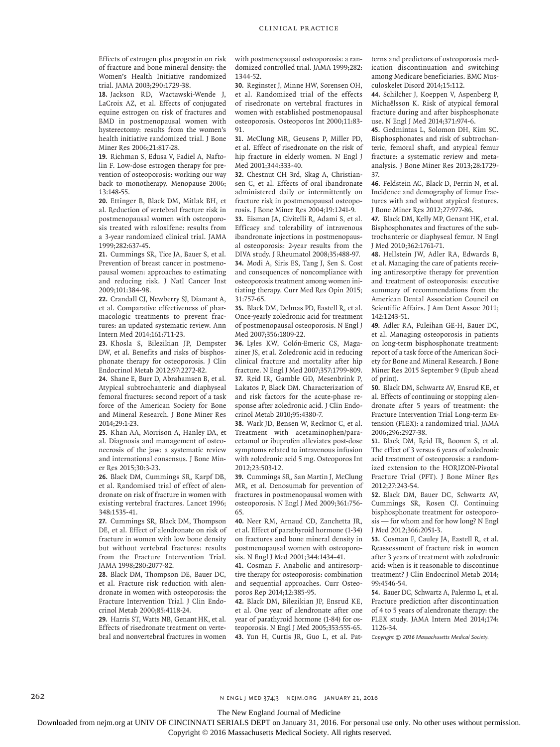Effects of estrogen plus progestin on risk of fracture and bone mineral density: the Women's Health Initiative randomized trial. JAMA 2003;290:1729-38.

**18.** Jackson RD, Wactawski-Wende J, LaCroix AZ, et al. Effects of conjugated equine estrogen on risk of fractures and BMD in postmenopausal women with hysterectomy: results from the women's health initiative randomized trial. J Bone Miner Res 2006;21:817-28.

**19.** Richman S, Edusa V, Fadiel A, Naftolin F. Low-dose estrogen therapy for prevention of osteoporosis: working our way back to monotherapy. Menopause 2006; 13:148-55.

**20.** Ettinger B, Black DM, Mitlak BH, et al. Reduction of vertebral fracture risk in postmenopausal women with osteoporosis treated with raloxifene: results from a 3-year randomized clinical trial. JAMA 1999;282:637-45.

**21.** Cummings SR, Tice JA, Bauer S, et al. Prevention of breast cancer in postmenopausal women: approaches to estimating and reducing risk. J Natl Cancer Inst 2009;101:384-98.

**22.** Crandall CJ, Newberry SJ, Diamant A, et al. Comparative effectiveness of pharmacologic treatments to prevent fractures: an updated systematic review. Ann Intern Med 2014;161:711-23.

**23.** Khosla S, Bilezikian JP, Dempster DW, et al. Benefits and risks of bisphosphonate therapy for osteoporosis. J Clin Endocrinol Metab 2012;97:2272-82.

**24.** Shane E, Burr D, Abrahamsen B, et al. Atypical subtrochanteric and diaphyseal femoral fractures: second report of a task force of the American Society for Bone and Mineral Research. J Bone Miner Res 2014;29:1-23.

**25.** Khan AA, Morrison A, Hanley DA, et al. Diagnosis and management of osteonecrosis of the jaw: a systematic review and international consensus. J Bone Miner Res 2015;30:3-23.

**26.** Black DM, Cummings SR, Karpf DB, et al. Randomised trial of effect of alendronate on risk of fracture in women with existing vertebral fractures. Lancet 1996; 348:1535-41.

**27.** Cummings SR, Black DM, Thompson DE, et al. Effect of alendronate on risk of fracture in women with low bone density but without vertebral fractures: results from the Fracture Intervention Trial. JAMA 1998;280:2077-82.

**28.** Black DM, Thompson DE, Bauer DC, et al. Fracture risk reduction with alendronate in women with osteoporosis: the Fracture Intervention Trial. J Clin Endocrinol Metab 2000;85:4118-24.

**29.** Harris ST, Watts NB, Genant HK, et al. Effects of risedronate treatment on vertebral and nonvertebral fractures in women with postmenopausal osteoporosis: a randomized controlled trial. JAMA 1999;282: 1344-52.

**30.** Reginster J, Minne HW, Sorensen OH, et al. Randomized trial of the effects of risedronate on vertebral fractures in women with established postmenopausal osteoporosis. Osteoporos Int 2000;11:83-91.

**31.** McClung MR, Geusens P, Miller PD, et al. Effect of risedronate on the risk of hip fracture in elderly women. N Engl J Med 2001;344:333-40.

**32.** Chestnut CH 3rd, Skag A, Christiansen C, et al. Effects of oral ibandronate administered daily or intermittently on fracture risk in postmenopausal osteoporosis. J Bone Miner Res 2004;19:1241-9.

**33.** Eisman JA, Civitelli R, Adami S, et al. Efficacy and tolerability of intravenous ibandronate injections in postmenopausal osteoporosis: 2-year results from the DIVA study. J Rheumatol 2008;35:488-97.

**34.** Modi A, Siris ES, Tang J, Sen S. Cost and consequences of noncompliance with osteoporosis treatment among women initiating therapy. Curr Med Res Opin 2015; 31:757-65.

**35.** Black DM, Delmas PD, Eastell R, et al. Once-yearly zoledronic acid for treatment of postmenopausal osteoporosis. N Engl J Med 2007;356:1809-22.

**36.** Lyles KW, Colón-Emeric CS, Magaziner JS, et al. Zoledronic acid in reducing clinical fracture and mortality after hip fracture. N Engl J Med 2007;357:1799-809.

**37.** Reid IR, Gamble GD, Mesenbrink P, Lakatos P, Black DM. Characterization of and risk factors for the acute-phase response after zoledronic acid. J Clin Endocrinol Metab 2010;95:4380-7.

**38.** Wark JD, Bensen W, Recknor C, et al. Treatment with acetaminophen/paracetamol or ibuprofen alleviates post-dose symptoms related to intravenous infusion with zoledronic acid 5 mg. Osteoporos Int 2012;23:503-12.

**39.** Cummings SR, San Martin J, McClung MR, et al. Denosumab for prevention of fractures in postmenopausal women with osteoporosis. N Engl J Med 2009;361:756-65.

**40.** Neer RM, Arnaud CD, Zanchetta JR, et al. Effect of parathyroid hormone (1-34) on fractures and bone mineral density in postmenopausal women with osteoporosis. N Engl J Med 2001;344:1434-41.

**41.** Cosman F. Anabolic and antiresorptive therapy for osteoporosis: combination and sequential approaches. Curr Osteoporos Rep 2014;12:385-95.

**42.** Black DM, Bilezikian JP, Ensrud KE, et al. One year of alendronate after one year of parathyroid hormone (1-84) for osteoporosis. N Engl J Med 2005;353:555-65.

**43.** Yun H, Curtis JR, Guo L, et al. Patterns and predictors of osteoporosis medication discontinuation and switching among Medicare beneficiaries. BMC Musculoskelet Disord 2014;15:112.

**44.** Schilcher J, Koeppen V, Aspenberg P, Michaëlsson K. Risk of atypical femoral fracture during and after bisphosphonate use. N Engl J Med 2014;371:974-6.

**45.** Gedmintas L, Solomon DH, Kim SC. Bisphosphonates and risk of subtrochanteric, femoral shaft, and atypical femur fracture: a systematic review and meta-analysis. J Bone Miner Res 2013;28:1729-37.

**46.** Feldstein AC, Black D, Perrin N, et al. Incidence and demography of femur fractures with and without atypical features. J Bone Miner Res 2012;27:977-86.

**47.** Black DM, Kelly MP, Genant HK, et al. Bisphosphonates and fractures of the subtrochanteric or diaphyseal femur. N Engl J Med 2010;362:1761-71.

**48.** Hellstein JW, Adler RA, Edwards B, et al. Managing the care of patients receiving antiresorptive therapy for prevention and treatment of osteoporosis: executive summary of recommendations from the American Dental Association Council on Scientific Affairs. J Am Dent Assoc 2011; 142:1243-51.

**49.** Adler RA, Fuleihan GE-H, Bauer DC, et al. Managing osteoporosis in patients on long-term bisphosphonate treatment: report of a task force of the American Society for Bone and Mineral Research. J Bone Miner Res 2015 September 9 (Epub ahead of print).

**50.** Black DM, Schwartz AV, Ensrud KE, et al. Effects of continuing or stopping alendronate after 5 years of treatment: the Fracture Intervention Trial Long-term Extension (FLEX): a randomized trial. JAMA 2006;296:2927-38.

**51.** Black DM, Reid IR, Boonen S, et al. The effect of 3 versus 6 years of zoledronic acid treatment of osteoporosis: a randomized extension to the HORIZON-Pivotal Fracture Trial (PFT). J Bone Miner Res 2012;27:243-54.

**52.** Black DM, Bauer DC, Schwartz AV, Cummings SR, Rosen CJ. Continuing bisphosphonate treatment for osteoporosis — for whom and for how long? N Engl J Med 2012;366:2051-3.

**53.** Cosman F, Cauley JA, Eastell R, et al. Reassessment of fracture risk in women after 3 years of treatment with zoledronic acid: when is it reasonable to discontinue treatment? J Clin Endocrinol Metab 2014; 99:4546-54.

**54.** Bauer DC, Schwartz A, Palermo L, et al. Fracture prediction after discontinuation of 4 to 5 years of alendronate therapy: the FLEX study. JAMA Intern Med 2014;174: 1126-34.

*Copyright © 2016 Massachusetts Medical Society.*